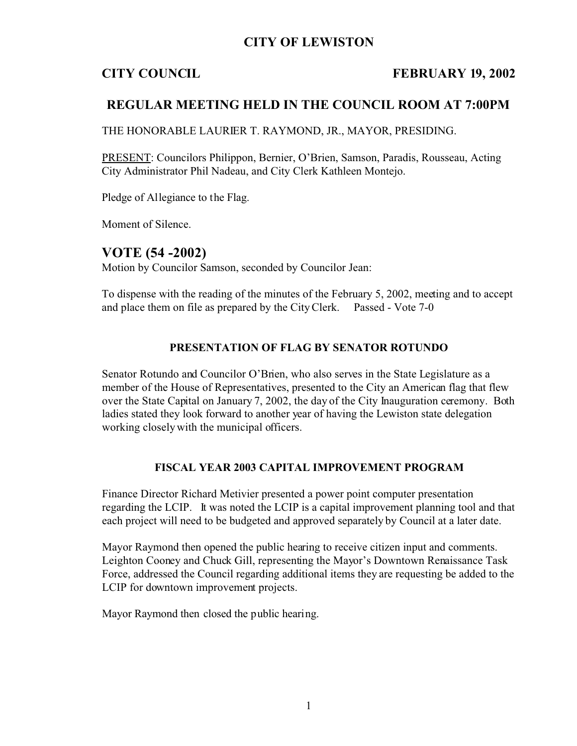# CITY OF LEWISTON

**CITY COUNCIL** **FEBRUARY 19, 2002**

## REGULAR MEETING HELD IN THE COUNCIL ROOM AT 7:00PM

THE HONORABLE LAURIER T. RAYMOND, JR., MAYOR, PRESIDING.

PRESENT: Councilors Philippon, Bernier, O'Brien, Samson, Paradis, Rousseau, Acting City Administrator Phil Nadeau, and City Clerk Kathleen Montejo.

Pledge of Allegiance to the Flag.

Moment of Silence.

## VOTE (54 -2002)

Motion by Councilor Samson, seconded by Councilor Jean:

To dispense with the reading of the minutes of the February 5, 2002, meeting and to accept and place them on file as prepared by the City Clerk. Passed - Vote 7-0

### PRESENTATION OF FLAG BY SENATOR ROTUNDO

Senator Rotundo and Councilor O'Brien, who also serves in the State Legislature as a member of the House of Representatives, presented to the City an American flag that flew over the State Capital on January 7, 2002, the day of the City Inauguration ceremony. Both ladies stated they look forward to another year of having the Lewiston state delegation working closely with the municipal officers.

### FISCAL YEAR 2003 CAPITAL IMPROVEMENT PROGRAM

Finance Director Richard Metivier presented a power point computer presentation regarding the LCIP. It was noted the LCIP is a capital improvement planning tool and that each project will need to be budgeted and approved separately by Council at a later date.

Mayor Raymond then opened the public hearing to receive citizen input and comments. Leighton Cooney and Chuck Gill, representing the Mayor's Downtown Renaissance Task Force, addressed the Council regarding additional items they are requesting be added to the LCIP for downtown improvement projects.

Mayor Raymond then closed the public hearing.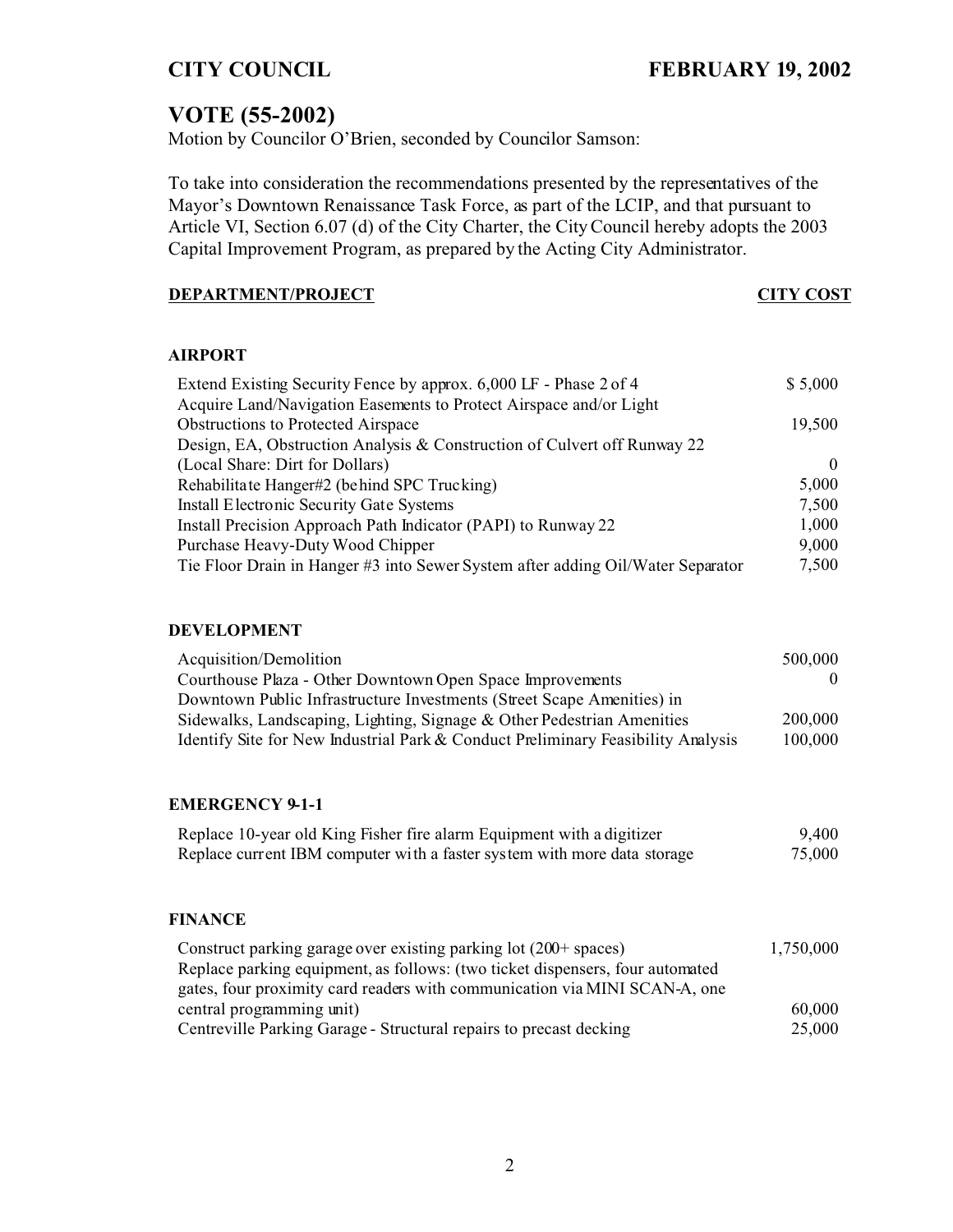**CITY COUNCIL** **FEBRUARY 19, 2002**

## VOTE (55-2002)

Motion by Councilor O'Brien, seconded by Councilor Samson:

To take into consideration the recommendations presented by the representatives of the Mayor's Downtown Renaissance Task Force, as part of the LCIP, and that pursuant to Article VI, Section 6.07 (d) of the City Charter, the City Council hereby adopts the 2003 Capital Improvement Program, as prepared by the Acting City Administrator.

| DEPARTMENT/PROJECT | CITY COST |
|---|---|
| **AIRPORT** | |
| Extend Existing Security Fence by approx. 6,000 LF - Phase 2 of 4 | $ 5,000 |
| Acquire Land/Navigation Easements to Protect Airspace and/or Light Obstructions to Protected Airspace | 19,500 |
| Design, EA, Obstruction Analysis & Construction of Culvert off Runway 22 (Local Share: Dirt for Dollars) | 0 |
| Rehabilitate Hanger#2 (behind SPC Trucking) | 5,000 |
| Install Electronic Security Gate Systems | 7,500 |
| Install Precision Approach Path Indicator (PAPI) to Runway 22 | 1,000 |
| Purchase Heavy-Duty Wood Chipper | 9,000 |
| Tie Floor Drain in Hanger #3 into Sewer System after adding Oil/Water Separator | 7,500 |
| **DEVELOPMENT** | |
| Acquisition/Demolition | 500,000 |
| Courthouse Plaza - Other Downtown Open Space Improvements | 0 |
| Downtown Public Infrastructure Investments (Street Scape Amenities) in Sidewalks, Landscaping, Lighting, Signage & Other Pedestrian Amenities | 200,000 |
| Identify Site for New Industrial Park & Conduct Preliminary Feasibility Analysis | 100,000 |
| **EMERGENCY 9-1-1** | |
| Replace 10-year old King Fisher fire alarm Equipment with a digitizer | 9,400 |
| Replace current IBM computer with a faster system with more data storage | 75,000 |
| **FINANCE** | |
| Construct parking garage over existing parking lot (200+ spaces) | 1,750,000 |
| Replace parking equipment, as follows: (two ticket dispensers, four automated gates, four proximity card readers with communication via MINI SCAN-A, one central programming unit) | 60,000 |
| Centreville Parking Garage - Structural repairs to precast decking | 25,000 |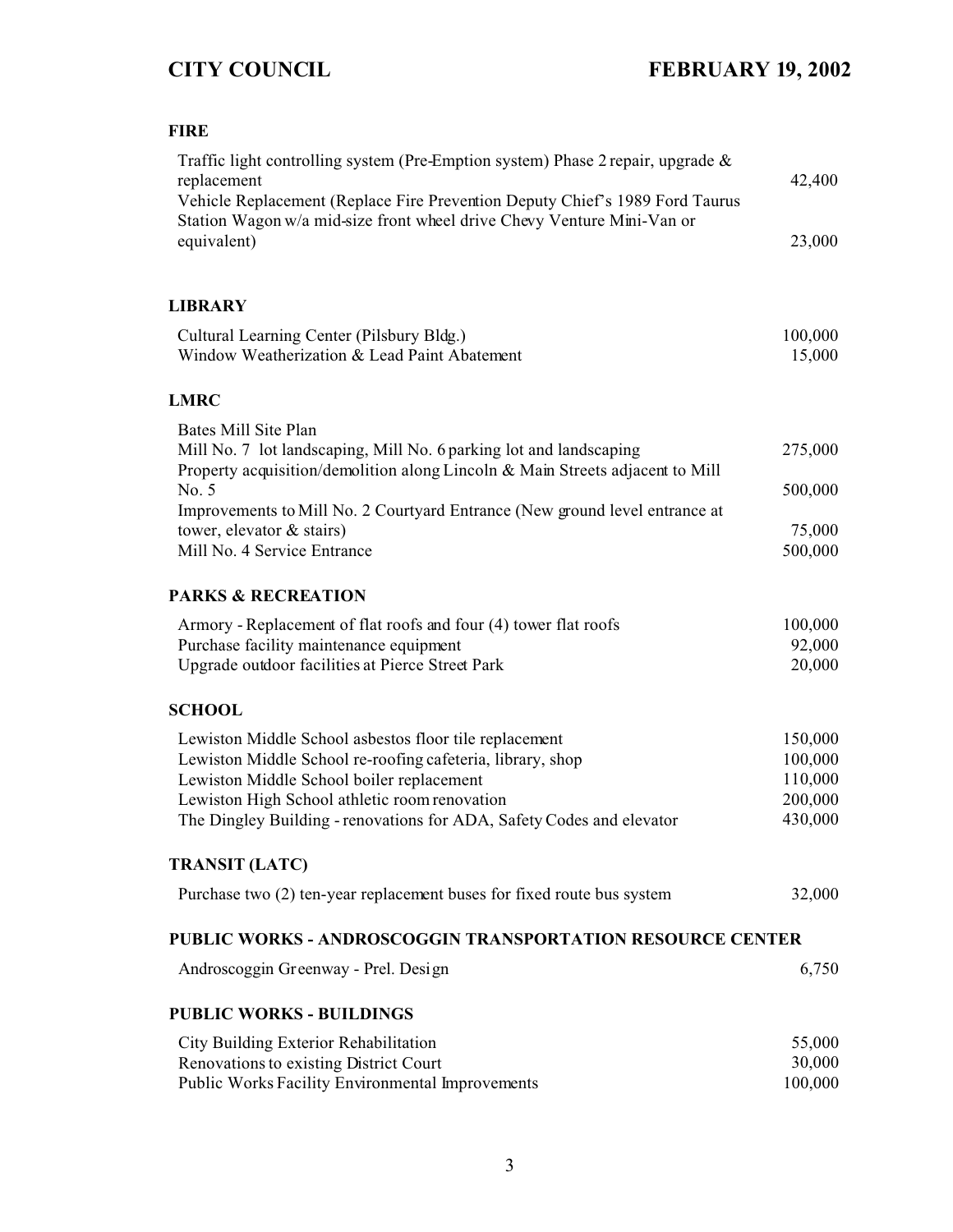## FIRE

| | |
|---|---|
| Traffic light controlling system (Pre-Emption system) Phase 2 repair, upgrade & replacement | 42,400 |
| Vehicle Replacement (Replace Fire Prevention Deputy Chief's 1989 Ford Taurus Station Wagon w/a mid-size front wheel drive Chevy Venture Mini-Van or equivalent) | 23,000 |

## LIBRARY

| | |
|---|---|
| Cultural Learning Center (Pilsbury Bldg.) | 100,000 |
| Window Weatherization & Lead Paint Abatement | 15,000 |

## LMRC

| | |
|---|---|
| Bates Mill Site Plan | |
| Mill No. 7 lot landscaping, Mill No. 6 parking lot and landscaping | 275,000 |
| Property acquisition/demolition along Lincoln & Main Streets adjacent to Mill No. 5 | 500,000 |
| Improvements to Mill No. 2 Courtyard Entrance (New ground level entrance at tower, elevator & stairs) | 75,000 |
| Mill No. 4 Service Entrance | 500,000 |

## PARKS & RECREATION

| | |
|---|---|
| Armory - Replacement of flat roofs and four (4) tower flat roofs | 100,000 |
| Purchase facility maintenance equipment | 92,000 |
| Upgrade outdoor facilities at Pierce Street Park | 20,000 |

## SCHOOL

| | |
|---|---|
| Lewiston Middle School asbestos floor tile replacement | 150,000 |
| Lewiston Middle School re-roofing cafeteria, library, shop | 100,000 |
| Lewiston Middle School boiler replacement | 110,000 |
| Lewiston High School athletic room renovation | 200,000 |
| The Dingley Building - renovations for ADA, Safety Codes and elevator | 430,000 |

## TRANSIT (LATC)

| | |
|---|---|
| Purchase two (2) ten-year replacement buses for fixed route bus system | 32,000 |

## PUBLIC WORKS - ANDROSCOGGIN TRANSPORTATION RESOURCE CENTER

| | |
|---|---|
| Androscoggin Greenway - Prel. Design | 6,750 |

## PUBLIC WORKS - BUILDINGS

| | |
|---|---|
| City Building Exterior Rehabilitation | 55,000 |
| Renovations to existing District Court | 30,000 |
| Public Works Facility Environmental Improvements | 100,000 |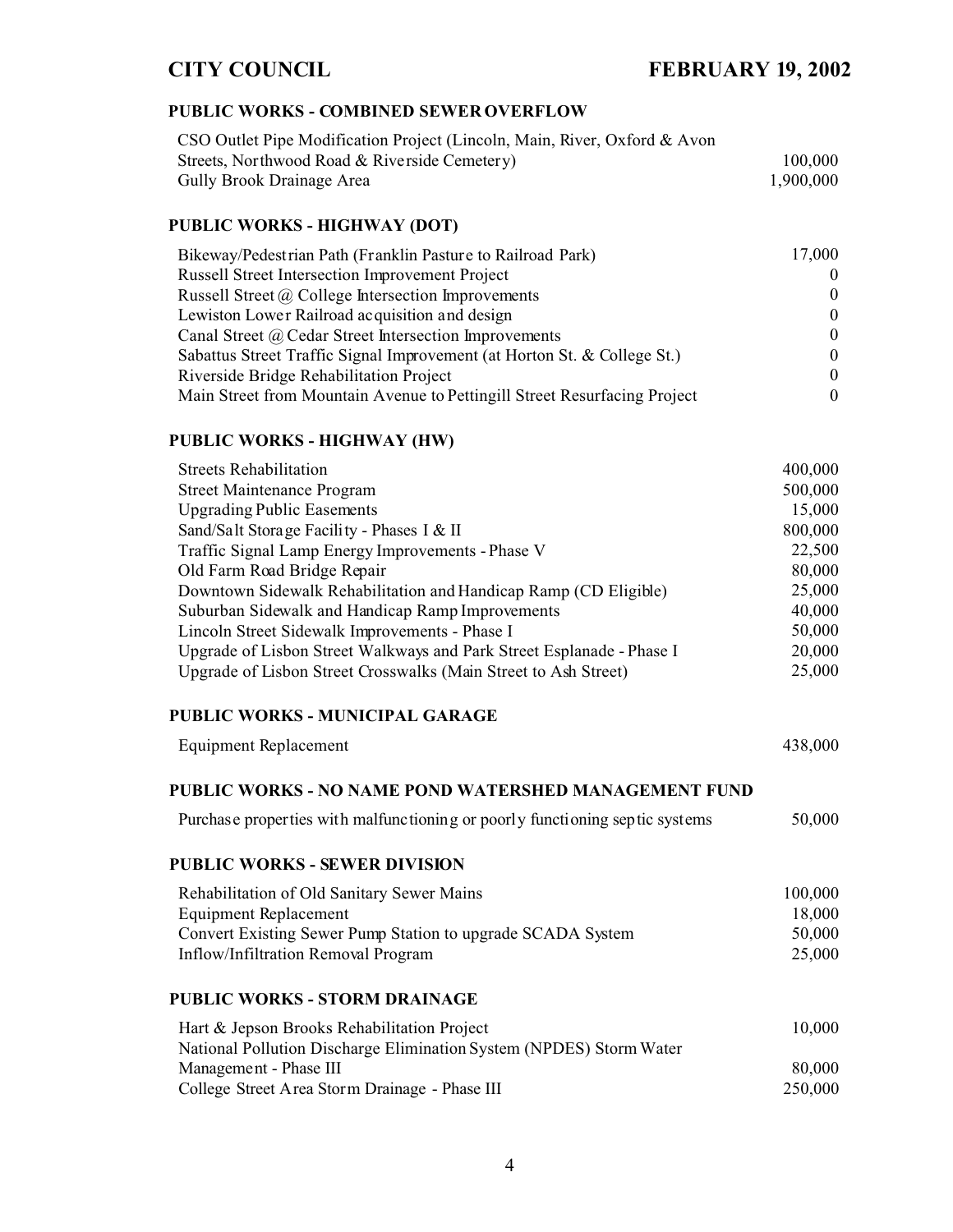### PUBLIC WORKS - COMBINED SEWER OVERFLOW

| | |
|---|---|
| CSO Outlet Pipe Modification Project (Lincoln, Main, River, Oxford & Avon Streets, Northwood Road & Riverside Cemetery) | 100,000 |
| Gully Brook Drainage Area | 1,900,000 |

### PUBLIC WORKS - HIGHWAY (DOT)

| | |
|---|---|
| Bikeway/Pedestrian Path (Franklin Pasture to Railroad Park) | 17,000 |
| Russell Street Intersection Improvement Project | 0 |
| Russell Street @ College Intersection Improvements | 0 |
| Lewiston Lower Railroad acquisition and design | 0 |
| Canal Street @ Cedar Street Intersection Improvements | 0 |
| Sabattus Street Traffic Signal Improvement (at Horton St. & College St.) | 0 |
| Riverside Bridge Rehabilitation Project | 0 |
| Main Street from Mountain Avenue to Pettingill Street Resurfacing Project | 0 |

### PUBLIC WORKS - HIGHWAY (HW)

| | |
|---|---|
| Streets Rehabilitation | 400,000 |
| Street Maintenance Program | 500,000 |
| Upgrading Public Easements | 15,000 |
| Sand/Salt Storage Facility - Phases I & II | 800,000 |
| Traffic Signal Lamp Energy Improvements - Phase V | 22,500 |
| Old Farm Road Bridge Repair | 80,000 |
| Downtown Sidewalk Rehabilitation and Handicap Ramp (CD Eligible) | 25,000 |
| Suburban Sidewalk and Handicap Ramp Improvements | 40,000 |
| Lincoln Street Sidewalk Improvements - Phase I | 50,000 |
| Upgrade of Lisbon Street Walkways and Park Street Esplanade - Phase I | 20,000 |
| Upgrade of Lisbon Street Crosswalks (Main Street to Ash Street) | 25,000 |

### PUBLIC WORKS - MUNICIPAL GARAGE

| | |
|---|---|
| Equipment Replacement | 438,000 |

### PUBLIC WORKS - NO NAME POND WATERSHED MANAGEMENT FUND

| | |
|---|---|
| Purchase properties with malfunctioning or poorly functioning septic systems | 50,000 |

### PUBLIC WORKS - SEWER DIVISION

| | |
|---|---|
| Rehabilitation of Old Sanitary Sewer Mains | 100,000 |
| Equipment Replacement | 18,000 |
| Convert Existing Sewer Pump Station to upgrade SCADA System | 50,000 |
| Inflow/Infiltration Removal Program | 25,000 |

### PUBLIC WORKS - STORM DRAINAGE

| | |
|---|---|
| Hart & Jepson Brooks Rehabilitation Project | 10,000 |
| National Pollution Discharge Elimination System (NPDES) Storm Water Management - Phase III | 80,000 |
| College Street Area Storm Drainage - Phase III | 250,000 |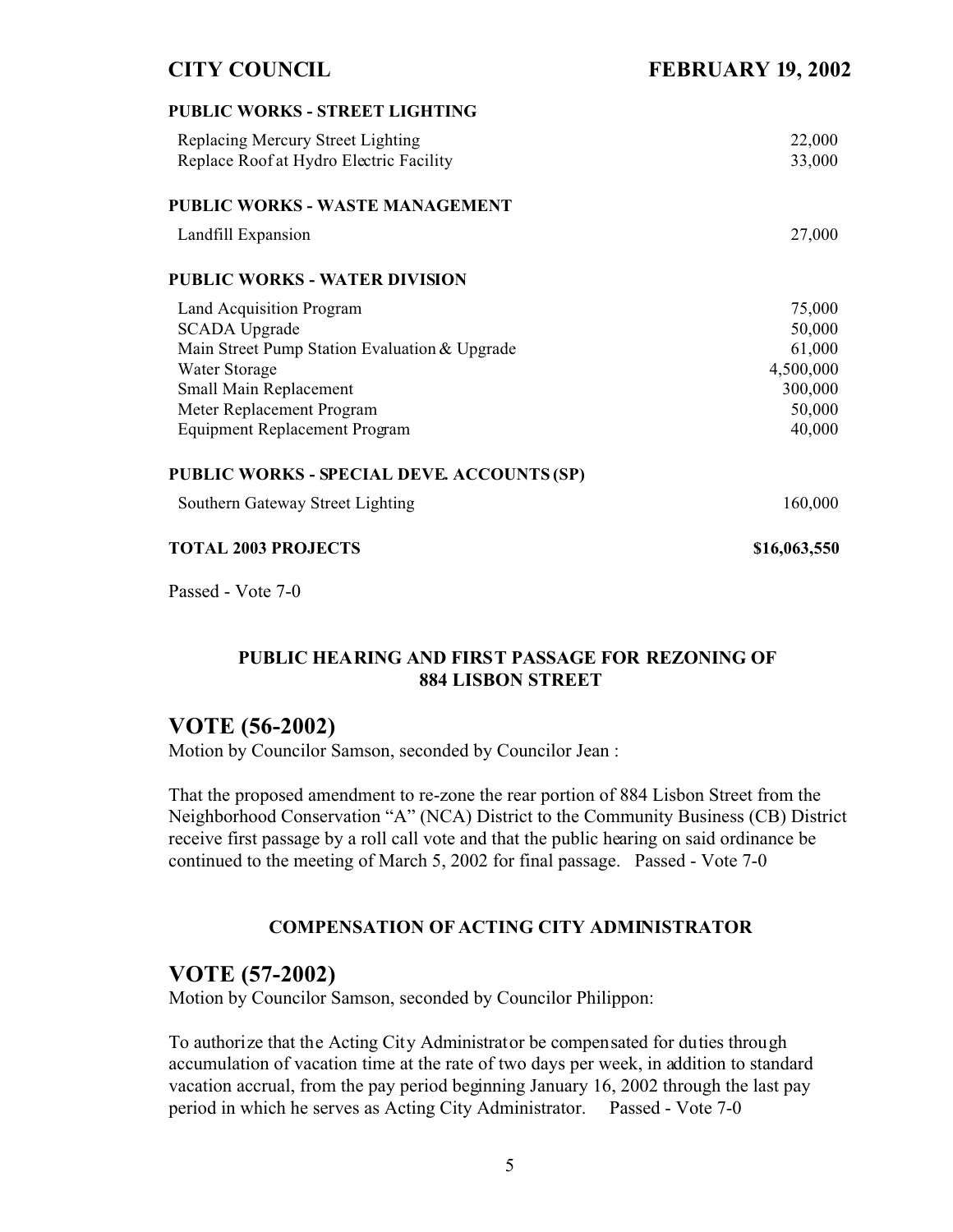### PUBLIC WORKS - STREET LIGHTING

| | |
|---|---|
| Replacing Mercury Street Lighting | 22,000 |
| Replace Roof at Hydro Electric Facility | 33,000 |

### PUBLIC WORKS - WASTE MANAGEMENT

| | |
|---|---|
| Landfill Expansion | 27,000 |

### PUBLIC WORKS - WATER DIVISION

| | |
|---|---|
| Land Acquisition Program | 75,000 |
| SCADA Upgrade | 50,000 |
| Main Street Pump Station Evaluation & Upgrade | 61,000 |
| Water Storage | 4,500,000 |
| Small Main Replacement | 300,000 |
| Meter Replacement Program | 50,000 |
| Equipment Replacement Program | 40,000 |

### PUBLIC WORKS - SPECIAL DEVE. ACCOUNTS (SP)

| | |
|---|---|
| Southern Gateway Street Lighting | 160,000 |

**TOTAL 2003 PROJECTS** **$16,063,550**

Passed - Vote 7-0

### PUBLIC HEARING AND FIRST PASSAGE FOR REZONING OF 884 LISBON STREET

## VOTE (56-2002)

Motion by Councilor Samson, seconded by Councilor Jean :

That the proposed amendment to re-zone the rear portion of 884 Lisbon Street from the Neighborhood Conservation "A" (NCA) District to the Community Business (CB) District receive first passage by a roll call vote and that the public hearing on said ordinance be continued to the meeting of March 5, 2002 for final passage. Passed - Vote 7-0

### COMPENSATION OF ACTING CITY ADMINISTRATOR

## VOTE (57-2002)

Motion by Councilor Samson, seconded by Councilor Philippon:

To authorize that the Acting City Administrator be compensated for duties through accumulation of vacation time at the rate of two days per week, in addition to standard vacation accrual, from the pay period beginning January 16, 2002 through the last pay period in which he serves as Acting City Administrator. Passed - Vote 7-0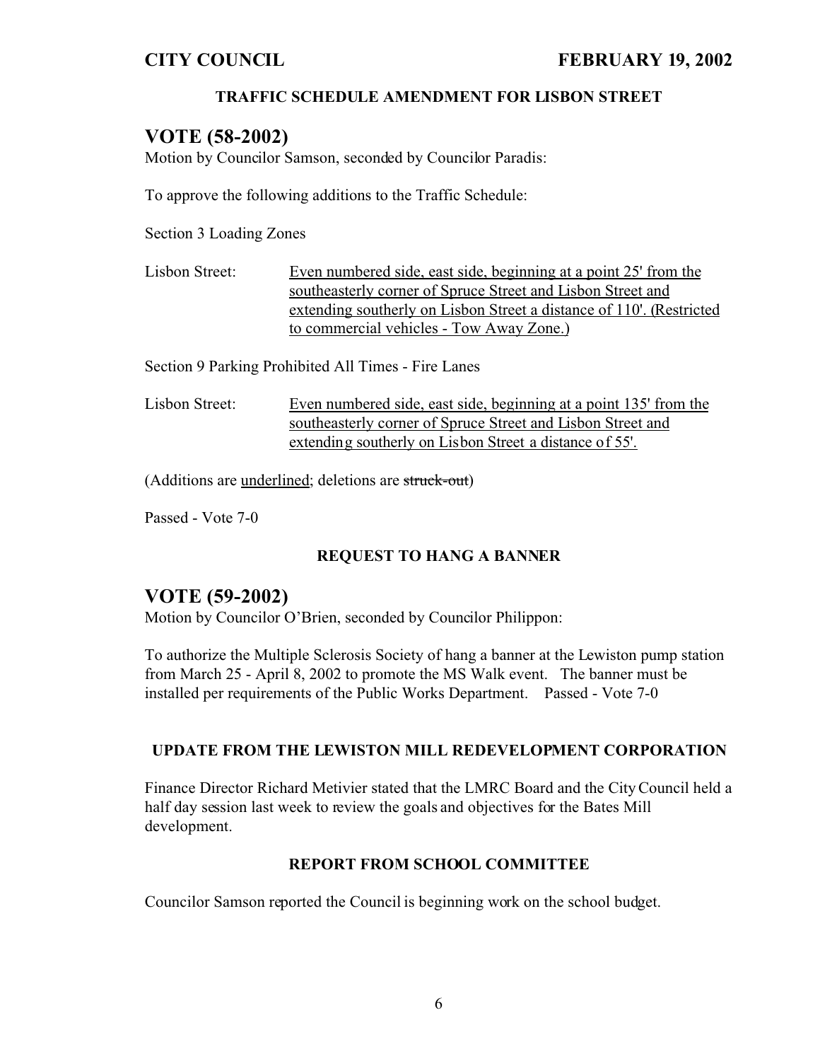**TRAFFIC SCHEDULE AMENDMENT FOR LISBON STREET**

## VOTE (58-2002)

Motion by Councilor Samson, seconded by Councilor Paradis:

To approve the following additions to the Traffic Schedule:

Section 3 Loading Zones

Lisbon Street: <u>Even numbered side, east side, beginning at a point 25' from the southeasterly corner of Spruce Street and Lisbon Street and extending southerly on Lisbon Street a distance of 110'. (Restricted to commercial vehicles - Tow Away Zone.)</u>

Section 9 Parking Prohibited All Times - Fire Lanes

Lisbon Street: <u>Even numbered side, east side, beginning at a point 135' from the southeasterly corner of Spruce Street and Lisbon Street and extending southerly on Lisbon Street a distance of 55'.</u>

(Additions are <u>underlined</u>; deletions are ~~struck-out~~)

Passed - Vote 7-0

**REQUEST TO HANG A BANNER**

## VOTE (59-2002)

Motion by Councilor O'Brien, seconded by Councilor Philippon:

To authorize the Multiple Sclerosis Society of hang a banner at the Lewiston pump station from March 25 - April 8, 2002 to promote the MS Walk event. The banner must be installed per requirements of the Public Works Department. Passed - Vote 7-0

**UPDATE FROM THE LEWISTON MILL REDEVELOPMENT CORPORATION**

Finance Director Richard Metivier stated that the LMRC Board and the City Council held a half day session last week to review the goals and objectives for the Bates Mill development.

**REPORT FROM SCHOOL COMMITTEE**

Councilor Samson reported the Council is beginning work on the school budget.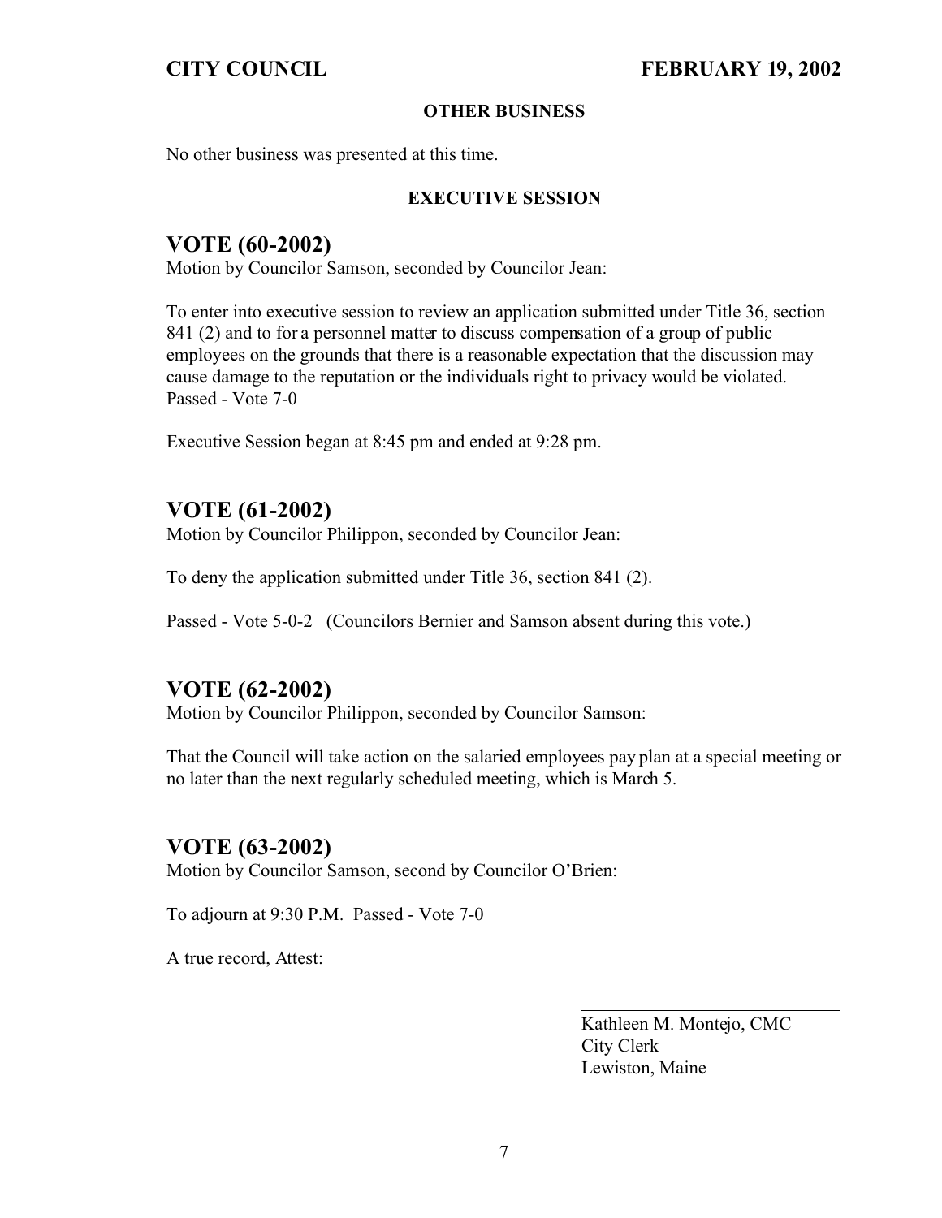**OTHER BUSINESS**

No other business was presented at this time.

**EXECUTIVE SESSION**

## VOTE (60-2002)

Motion by Councilor Samson, seconded by Councilor Jean:

To enter into executive session to review an application submitted under Title 36, section 841 (2) and to for a personnel matter to discuss compensation of a group of public employees on the grounds that there is a reasonable expectation that the discussion may cause damage to the reputation or the individuals right to privacy would be violated. Passed - Vote 7-0

Executive Session began at 8:45 pm and ended at 9:28 pm.

## VOTE (61-2002)

Motion by Councilor Philippon, seconded by Councilor Jean:

To deny the application submitted under Title 36, section 841 (2).

Passed - Vote 5-0-2 (Councilors Bernier and Samson absent during this vote.)

## VOTE (62-2002)

Motion by Councilor Philippon, seconded by Councilor Samson:

That the Council will take action on the salaried employees pay plan at a special meeting or no later than the next regularly scheduled meeting, which is March 5.

## VOTE (63-2002)

Motion by Councilor Samson, second by Councilor O'Brien:

To adjourn at 9:30 P.M. Passed - Vote 7-0

A true record, Attest:

Kathleen M. Montejo, CMC
City Clerk
Lewiston, Maine